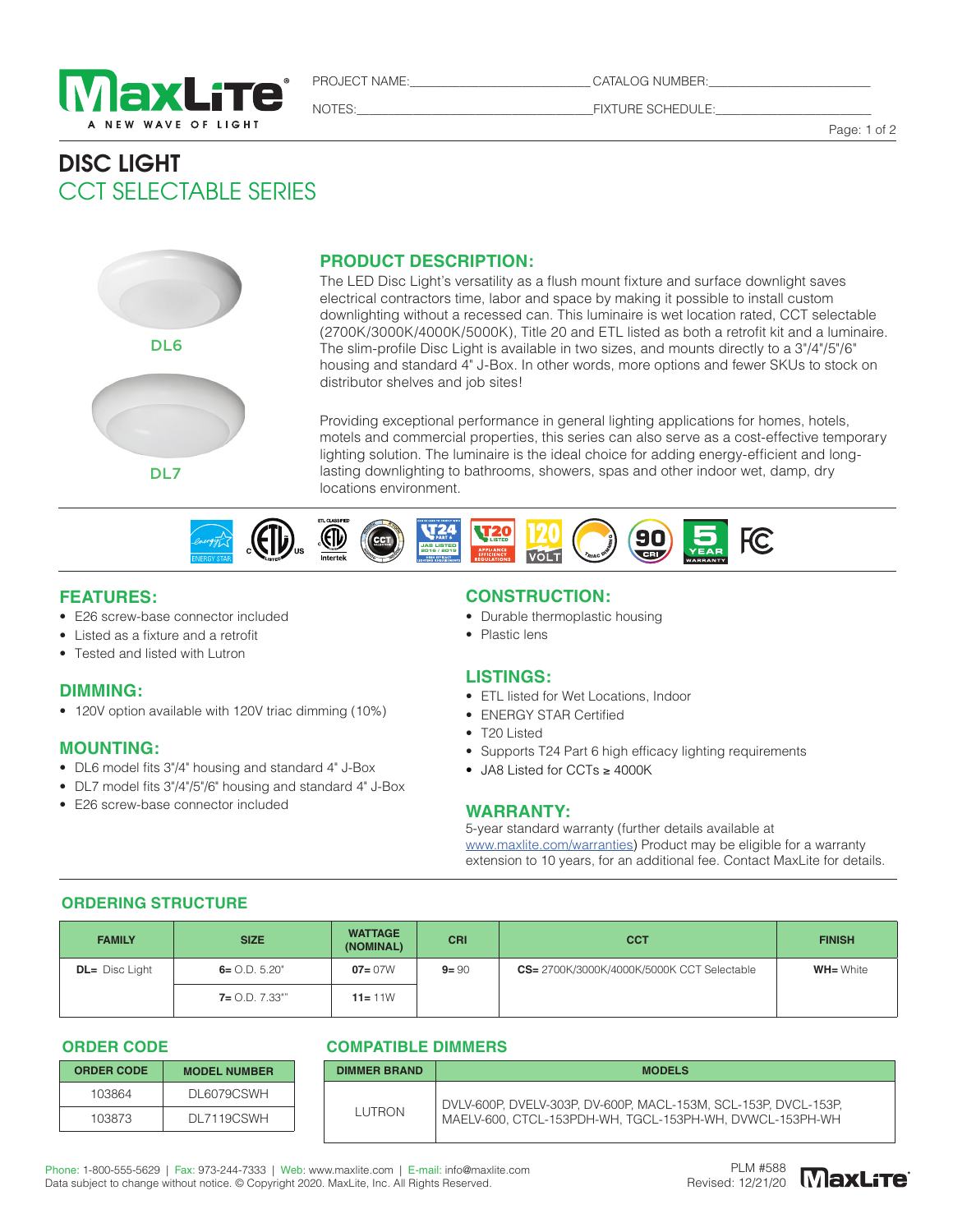PROJECT NAME:\_\_\_\_\_\_\_\_\_\_\_\_\_\_\_\_\_\_\_\_\_\_\_\_\_ CATALOG NUMBER:\_\_\_\_\_\_\_\_\_\_\_\_\_\_\_\_\_\_\_\_\_\_\_\_

NOTES:\_\_\_\_\_\_\_\_\_\_\_\_\_\_\_\_\_\_\_\_\_\_\_\_\_\_\_\_\_\_\_\_\_\_\_ FIXTURE SCHEDULE:\_\_\_\_\_\_\_\_\_\_\_\_\_\_\_\_\_\_\_\_\_\_\_\_

# DISC LIGHT
## CCT SELECTABLE SERIES

DL6

DL7

## PRODUCT DESCRIPTION:

The LED Disc Light's versatility as a flush mount fixture and surface downlight saves electrical contractors time, labor and space by making it possible to install custom downlighting without a recessed can. This luminaire is wet location rated, CCT selectable (2700K/3000K/4000K/5000K), Title 20 and ETL listed as both a retrofit kit and a luminaire. The slim-profile Disc Light is available in two sizes, and mounts directly to a 3"/4"/5"/6" housing and standard 4" J-Box. In other words, more options and fewer SKUs to stock on distributor shelves and job sites!

Providing exceptional performance in general lighting applications for homes, hotels, motels and commercial properties, this series can also serve as a cost-effective temporary lighting solution. The luminaire is the ideal choice for adding energy-efficient and long-lasting downlighting to bathrooms, showers, spas and other indoor wet, damp, dry locations environment.

## FEATURES:

- E26 screw-base connector included
- Listed as a fixture and a retrofit
- Tested and listed with Lutron

## DIMMING:

- 120V option available with 120V triac dimming (10%)

## MOUNTING:

- DL6 model fits 3"/4" housing and standard 4" J-Box
- DL7 model fits 3"/4"/5"/6" housing and standard 4" J-Box
- E26 screw-base connector included

## CONSTRUCTION:

- Durable thermoplastic housing
- Plastic lens

## LISTINGS:

- ETL listed for Wet Locations, Indoor
- ENERGY STAR Certified
- T20 Listed
- Supports T24 Part 6 high efficacy lighting requirements
- JA8 Listed for CCTs ≥ 4000K

## WARRANTY:

5-year standard warranty (further details available at www.maxlite.com/warranties) Product may be eligible for a warranty extension to 10 years, for an additional fee. Contact MaxLite for details.

## ORDERING STRUCTURE

| FAMILY | SIZE | WATTAGE (NOMINAL) | CRI | CCT | FINISH |
|---|---|---|---|---|---|
| **DL=** Disc Light | **6=** O.D. 5.20" | **07=** 07W | **9=** 90 | **CS=** 2700K/3000K/4000K/5000K CCT Selectable | **WH=** White |
| | **7=** O.D. 7.33'" | **11=** 11W | | | |

## ORDER CODE

| ORDER CODE | MODEL NUMBER |
|---|---|
| 103864 | DL6079CSWH |
| 103873 | DL7119CSWH |

## COMPATIBLE DIMMERS

| DIMMER BRAND | MODELS |
|---|---|
| LUTRON | DVLV-600P, DVELV-303P, DV-600P, MACL-153M, SCL-153P, DVCL-153P, MAELV-600, CTCL-153PDH-WH, TGCL-153PH-WH, DVWCL-153PH-WH |

Phone: 1-800-555-5629 | Fax: 973-244-7333 | Web: www.maxlite.com | E-mail: info@maxlite.com
Data subject to change without notice. © Copyright 2020. MaxLite, Inc. All Rights Reserved.

PLM #588
Revised: 12/21/20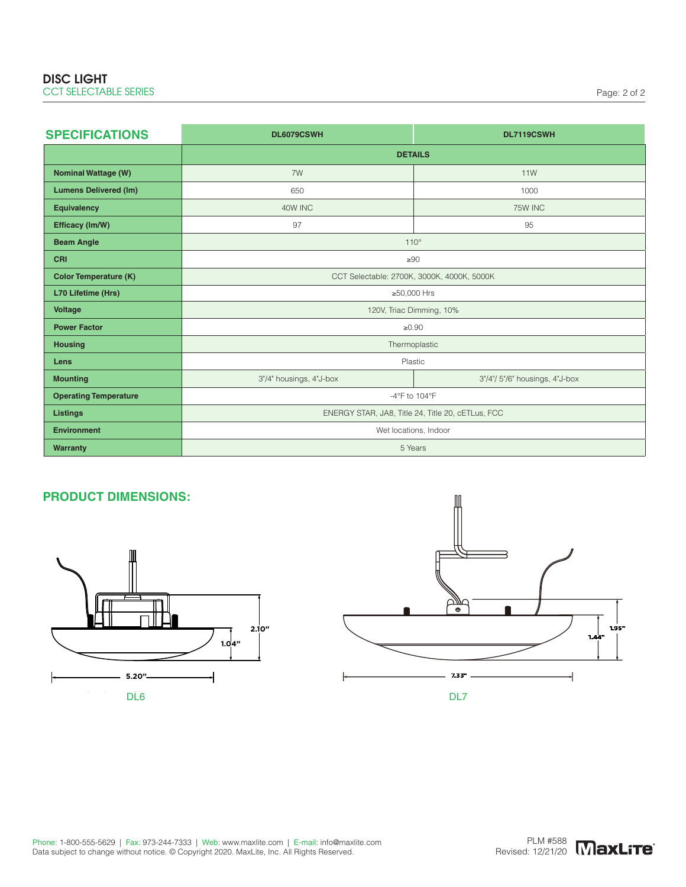# DISC LIGHT
CCT SELECTABLE SERIES

## SPECIFICATIONS

| | DL6079CSWH | DL7119CSWH |
|---|---|---|
| | DETAILS | |
| Nominal Wattage (W) | 7W | 11W |
| Lumens Delivered (lm) | 650 | 1000 |
| Equivalency | 40W INC | 75W INC |
| Efficacy (lm/W) | 97 | 95 |
| Beam Angle | 110° | |
| CRI | ≥90 | |
| Color Temperature (K) | CCT Selectable: 2700K, 3000K, 4000K, 5000K | |
| L70 Lifetime (Hrs) | ≥50,000 Hrs | |
| Voltage | 120V, Triac Dimming, 10% | |
| Power Factor | ≥0.90 | |
| Housing | Thermoplastic | |
| Lens | Plastic | |
| Mounting | 3"/4" housings, 4"J-box | 3"/4"/ 5"/6" housings, 4"J-box |
| Operating Temperature | -4°F to 104°F | |
| Listings | ENERGY STAR, JA8, Title 24, Title 20, cETLus, FCC | |
| Environment | Wet locations, Indoor | |
| Warranty | 5 Years | |

## PRODUCT DIMENSIONS:

2.10"
1.04"
5.20"
DL6

1.95"
1.44"
7.33"
DL7

Phone: 1-800-555-5629 | Fax: 973-244-7333 | Web: www.maxlite.com | E-mail: info@maxlite.com
Data subject to change without notice. © Copyright 2020. MaxLite, Inc. All Rights Reserved.

PLM #588
Revised: 12/21/20